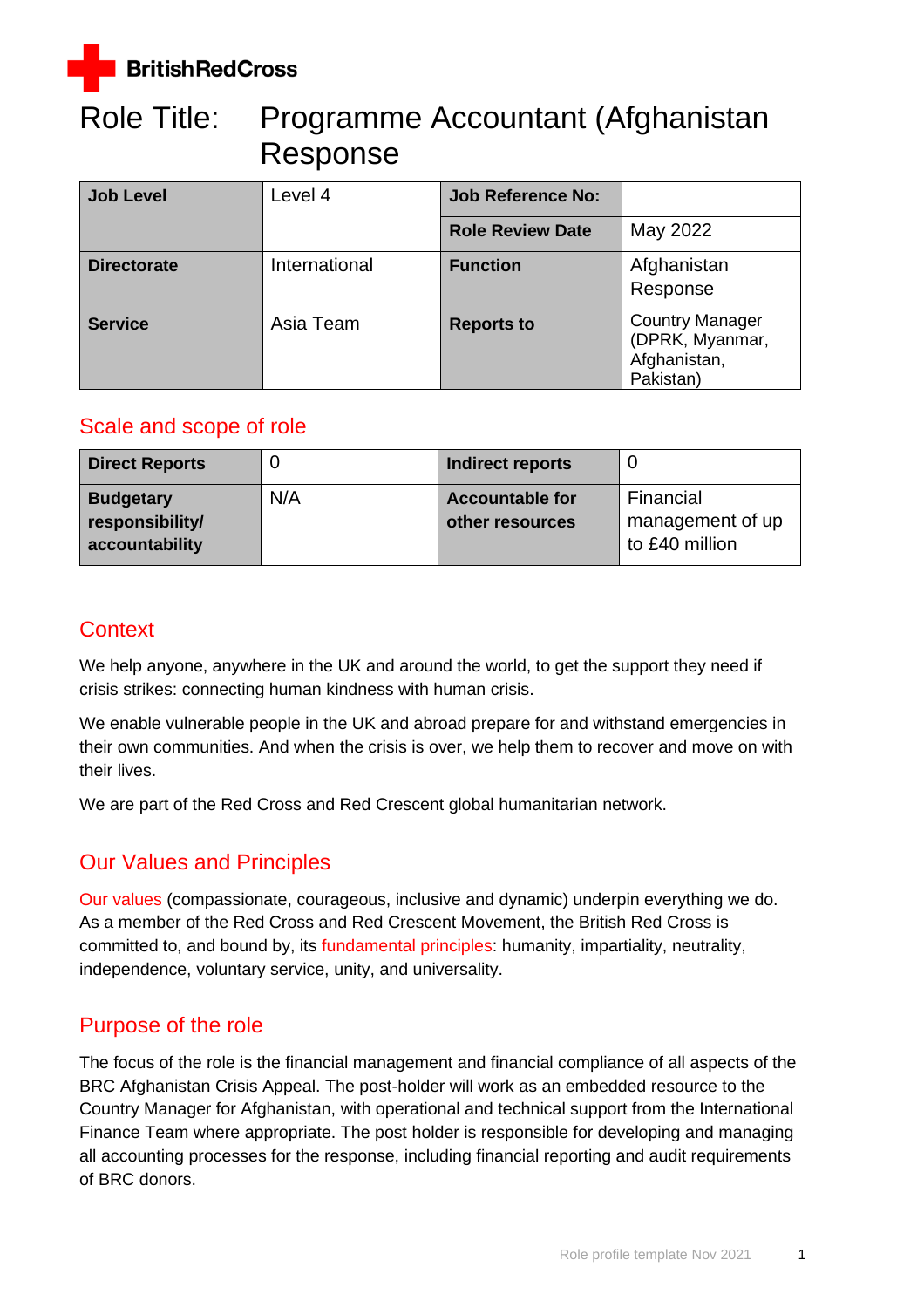BritishRedCross

# Role Title: Programme Accountant (Afghanistan Response

| Job Level | Level 4 | Job Reference No: | |
|---|---|---|---|
| | | Role Review Date | May 2022 |
| Directorate | International | Function | Afghanistan Response |
| Service | Asia Team | Reports to | Country Manager (DPRK, Myanmar, Afghanistan, Pakistan) |

## Scale and scope of role

| Direct Reports | 0 | Indirect reports | 0 |
|---|---|---|---|
| Budgetary responsibility/ accountability | N/A | Accountable for other resources | Financial management of up to £40 million |

## Context

We help anyone, anywhere in the UK and around the world, to get the support they need if crisis strikes: connecting human kindness with human crisis.

We enable vulnerable people in the UK and abroad prepare for and withstand emergencies in their own communities. And when the crisis is over, we help them to recover and move on with their lives.

We are part of the Red Cross and Red Crescent global humanitarian network.

## Our Values and Principles

Our values (compassionate, courageous, inclusive and dynamic) underpin everything we do. As a member of the Red Cross and Red Crescent Movement, the British Red Cross is committed to, and bound by, its fundamental principles: humanity, impartiality, neutrality, independence, voluntary service, unity, and universality.

## Purpose of the role

The focus of the role is the financial management and financial compliance of all aspects of the BRC Afghanistan Crisis Appeal. The post-holder will work as an embedded resource to the Country Manager for Afghanistan, with operational and technical support from the International Finance Team where appropriate. The post holder is responsible for developing and managing all accounting processes for the response, including financial reporting and audit requirements of BRC donors.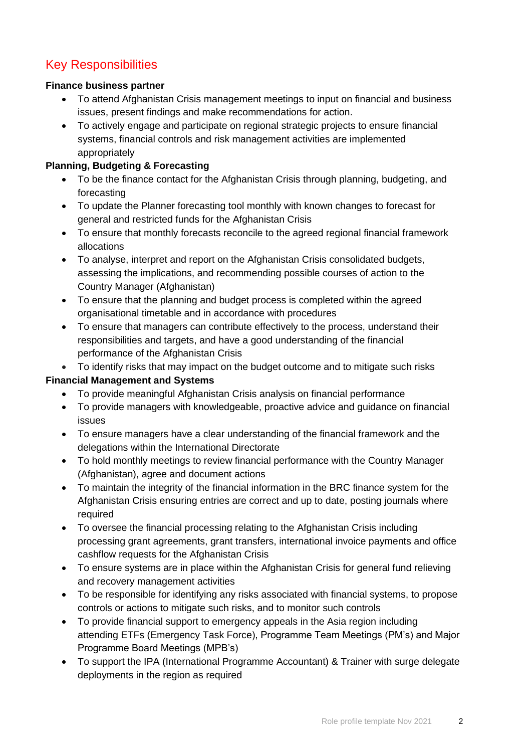## Key Responsibilities

**Finance business partner**

- To attend Afghanistan Crisis management meetings to input on financial and business issues, present findings and make recommendations for action.
- To actively engage and participate on regional strategic projects to ensure financial systems, financial controls and risk management activities are implemented appropriately

**Planning, Budgeting & Forecasting**

- To be the finance contact for the Afghanistan Crisis through planning, budgeting, and forecasting
- To update the Planner forecasting tool monthly with known changes to forecast for general and restricted funds for the Afghanistan Crisis
- To ensure that monthly forecasts reconcile to the agreed regional financial framework allocations
- To analyse, interpret and report on the Afghanistan Crisis consolidated budgets, assessing the implications, and recommending possible courses of action to the Country Manager (Afghanistan)
- To ensure that the planning and budget process is completed within the agreed organisational timetable and in accordance with procedures
- To ensure that managers can contribute effectively to the process, understand their responsibilities and targets, and have a good understanding of the financial performance of the Afghanistan Crisis
- To identify risks that may impact on the budget outcome and to mitigate such risks

**Financial Management and Systems**

- To provide meaningful Afghanistan Crisis analysis on financial performance
- To provide managers with knowledgeable, proactive advice and guidance on financial issues
- To ensure managers have a clear understanding of the financial framework and the delegations within the International Directorate
- To hold monthly meetings to review financial performance with the Country Manager (Afghanistan), agree and document actions
- To maintain the integrity of the financial information in the BRC finance system for the Afghanistan Crisis ensuring entries are correct and up to date, posting journals where required
- To oversee the financial processing relating to the Afghanistan Crisis including processing grant agreements, grant transfers, international invoice payments and office cashflow requests for the Afghanistan Crisis
- To ensure systems are in place within the Afghanistan Crisis for general fund relieving and recovery management activities
- To be responsible for identifying any risks associated with financial systems, to propose controls or actions to mitigate such risks, and to monitor such controls
- To provide financial support to emergency appeals in the Asia region including attending ETFs (Emergency Task Force), Programme Team Meetings (PM's) and Major Programme Board Meetings (MPB's)
- To support the IPA (International Programme Accountant) & Trainer with surge delegate deployments in the region as required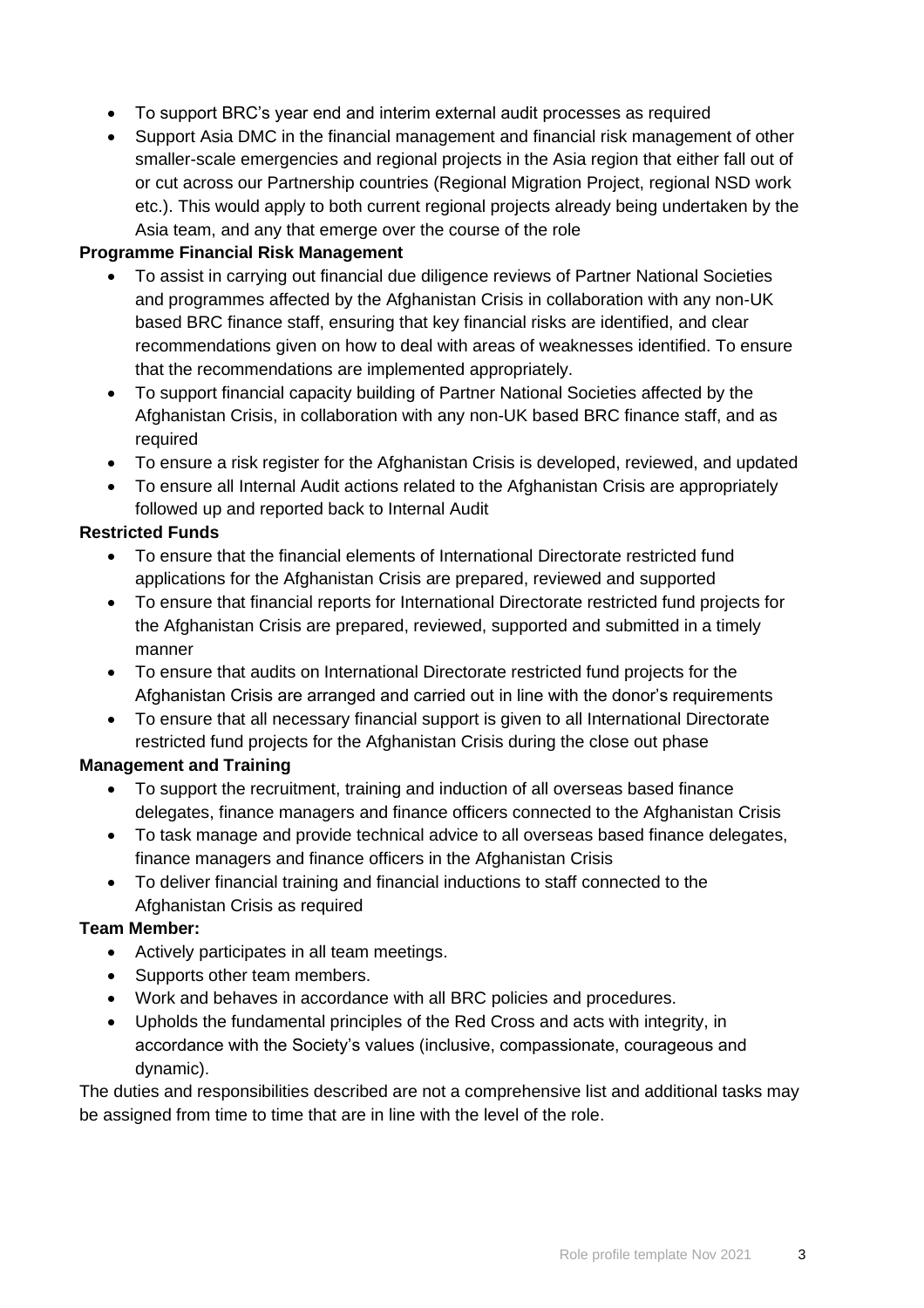- To support BRC's year end and interim external audit processes as required
- Support Asia DMC in the financial management and financial risk management of other smaller-scale emergencies and regional projects in the Asia region that either fall out of or cut across our Partnership countries (Regional Migration Project, regional NSD work etc.). This would apply to both current regional projects already being undertaken by the Asia team, and any that emerge over the course of the role

**Programme Financial Risk Management**

- To assist in carrying out financial due diligence reviews of Partner National Societies and programmes affected by the Afghanistan Crisis in collaboration with any non-UK based BRC finance staff, ensuring that key financial risks are identified, and clear recommendations given on how to deal with areas of weaknesses identified. To ensure that the recommendations are implemented appropriately.
- To support financial capacity building of Partner National Societies affected by the Afghanistan Crisis, in collaboration with any non-UK based BRC finance staff, and as required
- To ensure a risk register for the Afghanistan Crisis is developed, reviewed, and updated
- To ensure all Internal Audit actions related to the Afghanistan Crisis are appropriately followed up and reported back to Internal Audit

**Restricted Funds**

- To ensure that the financial elements of International Directorate restricted fund applications for the Afghanistan Crisis are prepared, reviewed and supported
- To ensure that financial reports for International Directorate restricted fund projects for the Afghanistan Crisis are prepared, reviewed, supported and submitted in a timely manner
- To ensure that audits on International Directorate restricted fund projects for the Afghanistan Crisis are arranged and carried out in line with the donor's requirements
- To ensure that all necessary financial support is given to all International Directorate restricted fund projects for the Afghanistan Crisis during the close out phase

**Management and Training**

- To support the recruitment, training and induction of all overseas based finance delegates, finance managers and finance officers connected to the Afghanistan Crisis
- To task manage and provide technical advice to all overseas based finance delegates, finance managers and finance officers in the Afghanistan Crisis
- To deliver financial training and financial inductions to staff connected to the Afghanistan Crisis as required

**Team Member:**

- Actively participates in all team meetings.
- Supports other team members.
- Work and behaves in accordance with all BRC policies and procedures.
- Upholds the fundamental principles of the Red Cross and acts with integrity, in accordance with the Society's values (inclusive, compassionate, courageous and dynamic).

The duties and responsibilities described are not a comprehensive list and additional tasks may be assigned from time to time that are in line with the level of the role.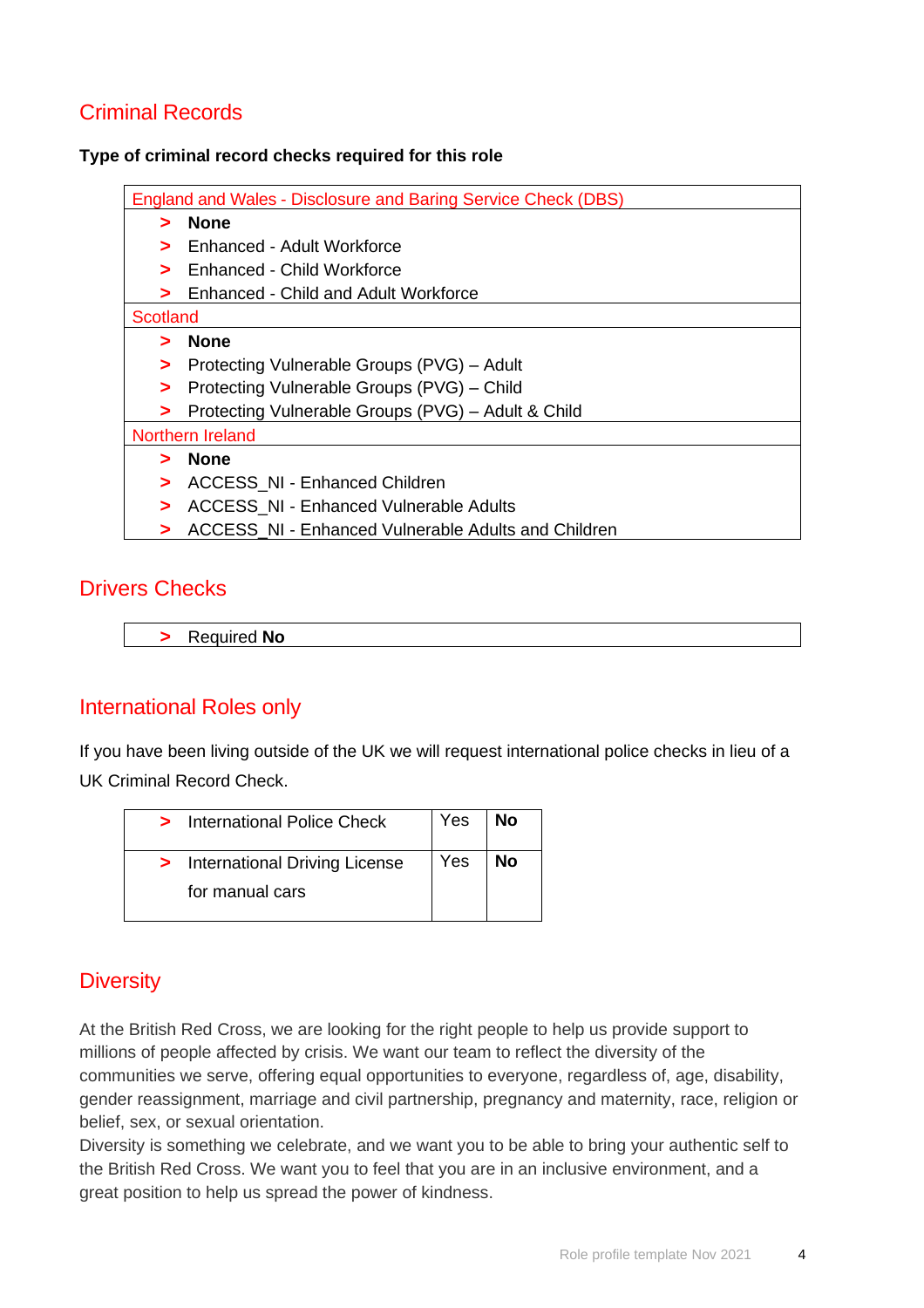## Criminal Records

**Type of criminal record checks required for this role**

| England and Wales - Disclosure and Baring Service Check (DBS) |
|---|
| > **None**<br>> Enhanced - Adult Workforce<br>> Enhanced - Child Workforce<br>> Enhanced - Child and Adult Workforce |
| Scotland |
| > **None**<br>> Protecting Vulnerable Groups (PVG) – Adult<br>> Protecting Vulnerable Groups (PVG) – Child<br>> Protecting Vulnerable Groups (PVG) – Adult & Child |
| Northern Ireland |
| > **None**<br>> ACCESS_NI - Enhanced Children<br>> ACCESS_NI - Enhanced Vulnerable Adults<br>> ACCESS_NI - Enhanced Vulnerable Adults and Children |

## Drivers Checks

| > Required **No** |
|---|

## International Roles only

If you have been living outside of the UK we will request international police checks in lieu of a UK Criminal Record Check.

| | | |
|---|---|---|
| > International Police Check | Yes | **No** |
| > International Driving License for manual cars | Yes | **No** |

## Diversity

At the British Red Cross, we are looking for the right people to help us provide support to millions of people affected by crisis. We want our team to reflect the diversity of the communities we serve, offering equal opportunities to everyone, regardless of, age, disability, gender reassignment, marriage and civil partnership, pregnancy and maternity, race, religion or belief, sex, or sexual orientation.

Diversity is something we celebrate, and we want you to be able to bring your authentic self to the British Red Cross. We want you to feel that you are in an inclusive environment, and a great position to help us spread the power of kindness.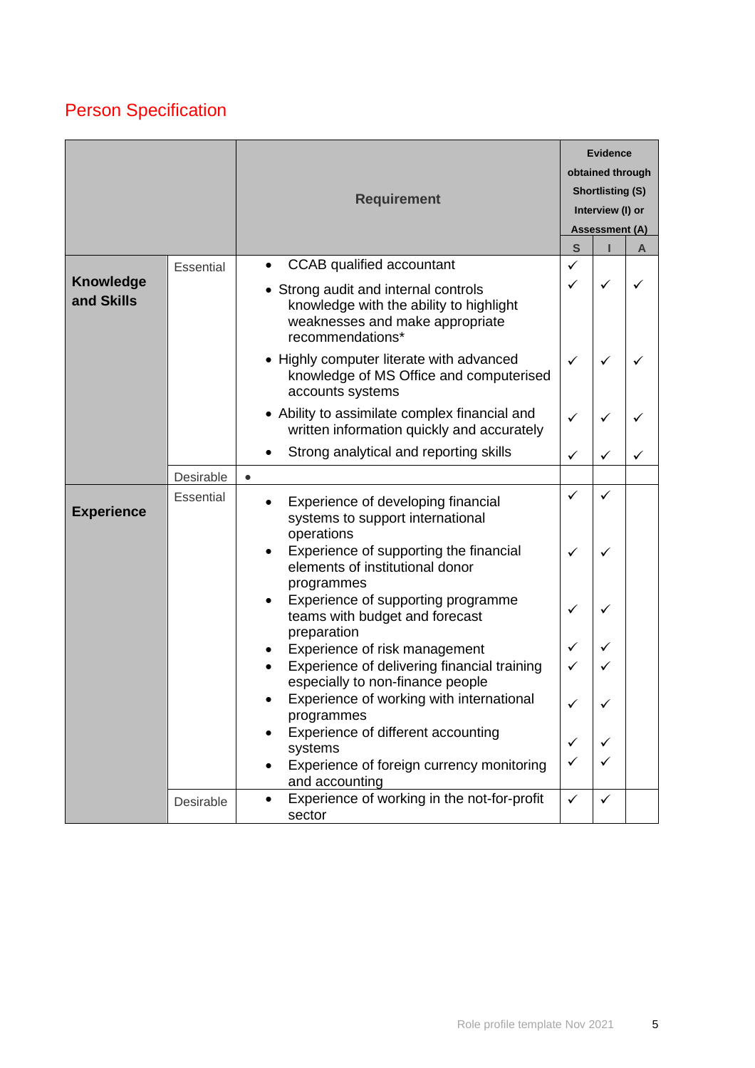## Person Specification

| | | Requirement | Evidence obtained through Shortlisting (S) Interview (I) or Assessment (A) | | |
|---|---|---|---|---|---|
| | | | S | I | A |
| **Knowledge and Skills** | Essential | • CCAB qualified accountant | ✓ | | |
| | | • Strong audit and internal controls knowledge with the ability to highlight weaknesses and make appropriate recommendations* | ✓ | ✓ | ✓ |
| | | • Highly computer literate with advanced knowledge of MS Office and computerised accounts systems | ✓ | ✓ | ✓ |
| | | • Ability to assimilate complex financial and written information quickly and accurately | ✓ | ✓ | ✓ |
| | | • Strong analytical and reporting skills | ✓ | ✓ | ✓ |
| | Desirable | • | | | |
| **Experience** | Essential | • Experience of developing financial systems to support international operations | ✓ | ✓ | |
| | | • Experience of supporting the financial elements of institutional donor programmes | ✓ | ✓ | |
| | | • Experience of supporting programme teams with budget and forecast preparation | ✓ | ✓ | |
| | | • Experience of risk management | ✓ | ✓ | |
| | | • Experience of delivering financial training especially to non-finance people | ✓ | ✓ | |
| | | • Experience of working with international programmes | ✓ | ✓ | |
| | | • Experience of different accounting systems | ✓ | ✓ | |
| | | • Experience of foreign currency monitoring and accounting | ✓ | ✓ | |
| | Desirable | • Experience of working in the not-for-profit sector | ✓ | ✓ | |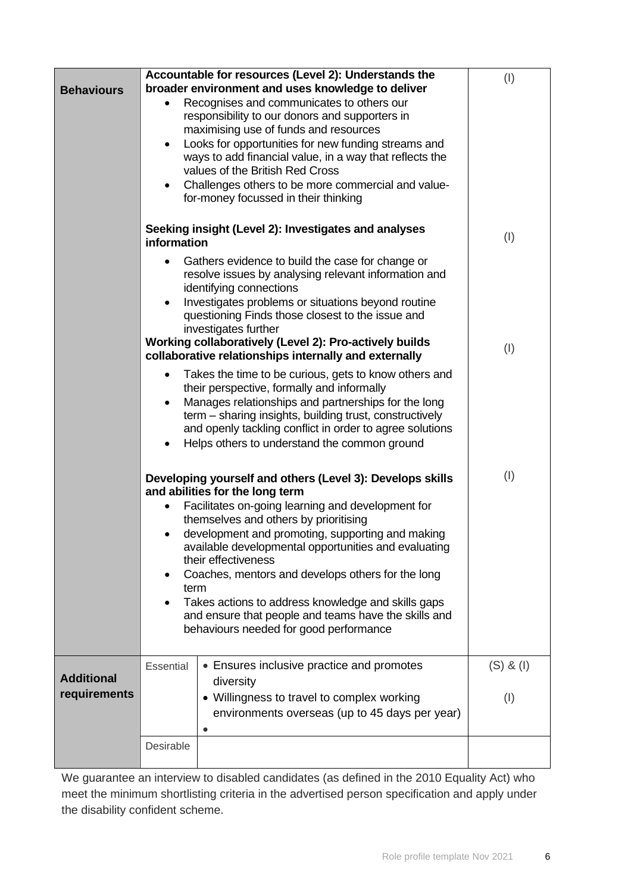| | | | |
|---|---|---|---|
| **Behaviours** | **Accountable for resources (Level 2): Understands the broader environment and uses knowledge to deliver**<br>• Recognises and communicates to others our responsibility to our donors and supporters in maximising use of funds and resources<br>• Looks for opportunities for new funding streams and ways to add financial value, in a way that reflects the values of the British Red Cross<br>• Challenges others to be more commercial and value-for-money focussed in their thinking<br><br>**Seeking insight (Level 2): Investigates and analyses information**<br>• Gathers evidence to build the case for change or resolve issues by analysing relevant information and identifying connections<br>• Investigates problems or situations beyond routine questioning Finds those closest to the issue and investigates further<br>**Working collaboratively (Level 2): Pro-actively builds collaborative relationships internally and externally**<br>• Takes the time to be curious, gets to know others and their perspective, formally and informally<br>• Manages relationships and partnerships for the long term – sharing insights, building trust, constructively and openly tackling conflict in order to agree solutions<br>• Helps others to understand the common ground<br><br>**Developing yourself and others (Level 3): Develops skills and abilities for the long term**<br>• Facilitates on-going learning and development for themselves and others by prioritising<br>• development and promoting, supporting and making available developmental opportunities and evaluating their effectiveness<br>• Coaches, mentors and develops others for the long term<br>• Takes actions to address knowledge and skills gaps and ensure that people and teams have the skills and behaviours needed for good performance | | (I)<br><br>(I)<br><br>(I)<br><br>(I) |
| **Additional requirements** | Essential | • Ensures inclusive practice and promotes diversity<br>• Willingness to travel to complex working environments overseas (up to 45 days per year)<br>• | (S) & (I)<br><br>(I) |
| | Desirable | | |

We guarantee an interview to disabled candidates (as defined in the 2010 Equality Act) who meet the minimum shortlisting criteria in the advertised person specification and apply under the disability confident scheme.